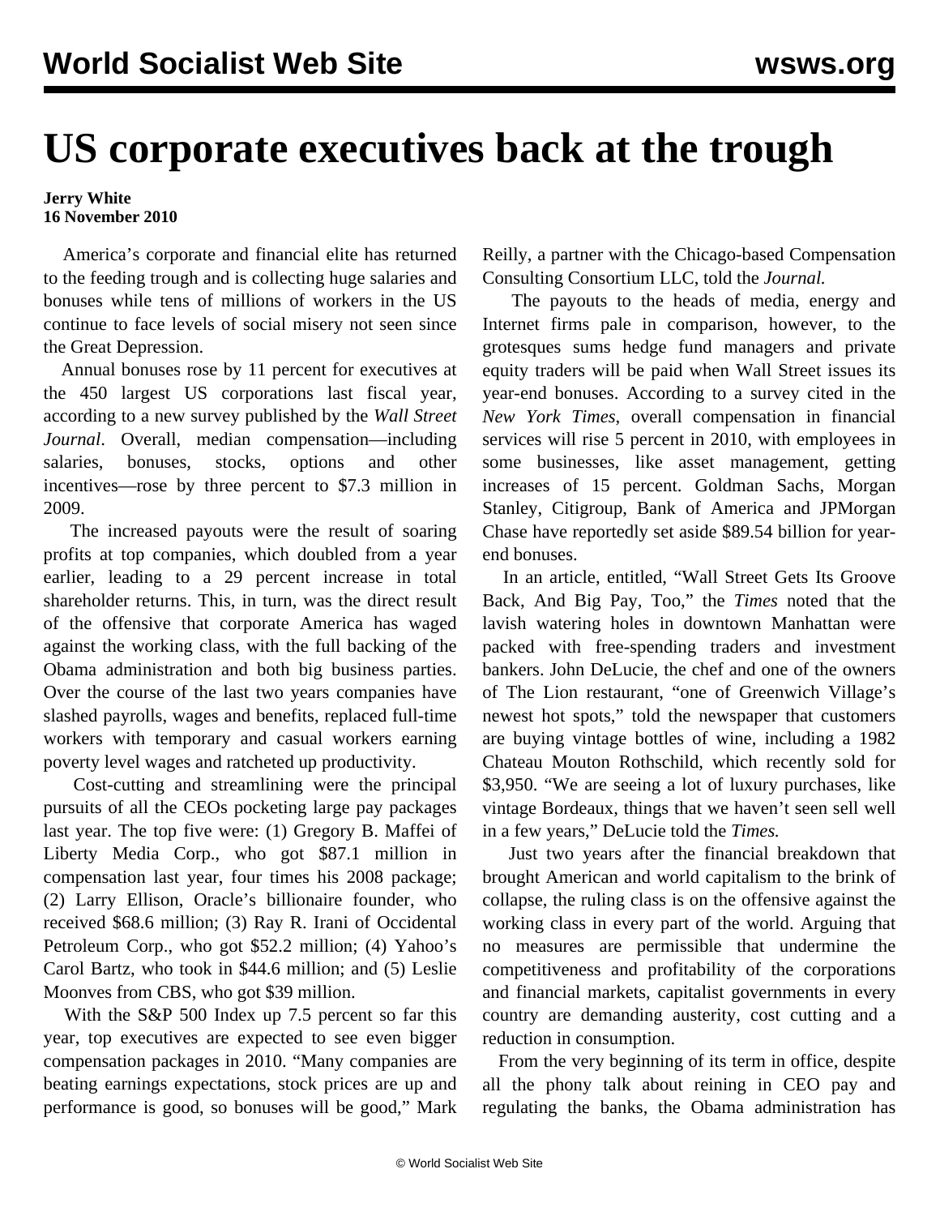# US corporate executives back at the trough

**Jerry White**
**16 November 2010**

America's corporate and financial elite has returned to the feeding trough and is collecting huge salaries and bonuses while tens of millions of workers in the US continue to face levels of social misery not seen since the Great Depression.

Annual bonuses rose by 11 percent for executives at the 450 largest US corporations last fiscal year, according to a new survey published by the *Wall Street Journal*. Overall, median compensation—including salaries, bonuses, stocks, options and other incentives—rose by three percent to $7.3 million in 2009.

The increased payouts were the result of soaring profits at top companies, which doubled from a year earlier, leading to a 29 percent increase in total shareholder returns. This, in turn, was the direct result of the offensive that corporate America has waged against the working class, with the full backing of the Obama administration and both big business parties. Over the course of the last two years companies have slashed payrolls, wages and benefits, replaced full-time workers with temporary and casual workers earning poverty level wages and ratcheted up productivity.

Cost-cutting and streamlining were the principal pursuits of all the CEOs pocketing large pay packages last year. The top five were: (1) Gregory B. Maffei of Liberty Media Corp., who got $87.1 million in compensation last year, four times his 2008 package; (2) Larry Ellison, Oracle's billionaire founder, who received $68.6 million; (3) Ray R. Irani of Occidental Petroleum Corp., who got $52.2 million; (4) Yahoo's Carol Bartz, who took in $44.6 million; and (5) Leslie Moonves from CBS, who got $39 million.

With the S&P 500 Index up 7.5 percent so far this year, top executives are expected to see even bigger compensation packages in 2010. "Many companies are beating earnings expectations, stock prices are up and performance is good, so bonuses will be good," Mark Reilly, a partner with the Chicago-based Compensation Consulting Consortium LLC, told the *Journal.*

The payouts to the heads of media, energy and Internet firms pale in comparison, however, to the grotesques sums hedge fund managers and private equity traders will be paid when Wall Street issues its year-end bonuses. According to a survey cited in the *New York Times*, overall compensation in financial services will rise 5 percent in 2010, with employees in some businesses, like asset management, getting increases of 15 percent. Goldman Sachs, Morgan Stanley, Citigroup, Bank of America and JPMorgan Chase have reportedly set aside $89.54 billion for year-end bonuses.

In an article, entitled, "Wall Street Gets Its Groove Back, And Big Pay, Too," the *Times* noted that the lavish watering holes in downtown Manhattan were packed with free-spending traders and investment bankers. John DeLucie, the chef and one of the owners of The Lion restaurant, "one of Greenwich Village's newest hot spots," told the newspaper that customers are buying vintage bottles of wine, including a 1982 Chateau Mouton Rothschild, which recently sold for $3,950. "We are seeing a lot of luxury purchases, like vintage Bordeaux, things that we haven't seen sell well in a few years," DeLucie told the *Times.*

Just two years after the financial breakdown that brought American and world capitalism to the brink of collapse, the ruling class is on the offensive against the working class in every part of the world. Arguing that no measures are permissible that undermine the competitiveness and profitability of the corporations and financial markets, capitalist governments in every country are demanding austerity, cost cutting and a reduction in consumption.

From the very beginning of its term in office, despite all the phony talk about reining in CEO pay and regulating the banks, the Obama administration has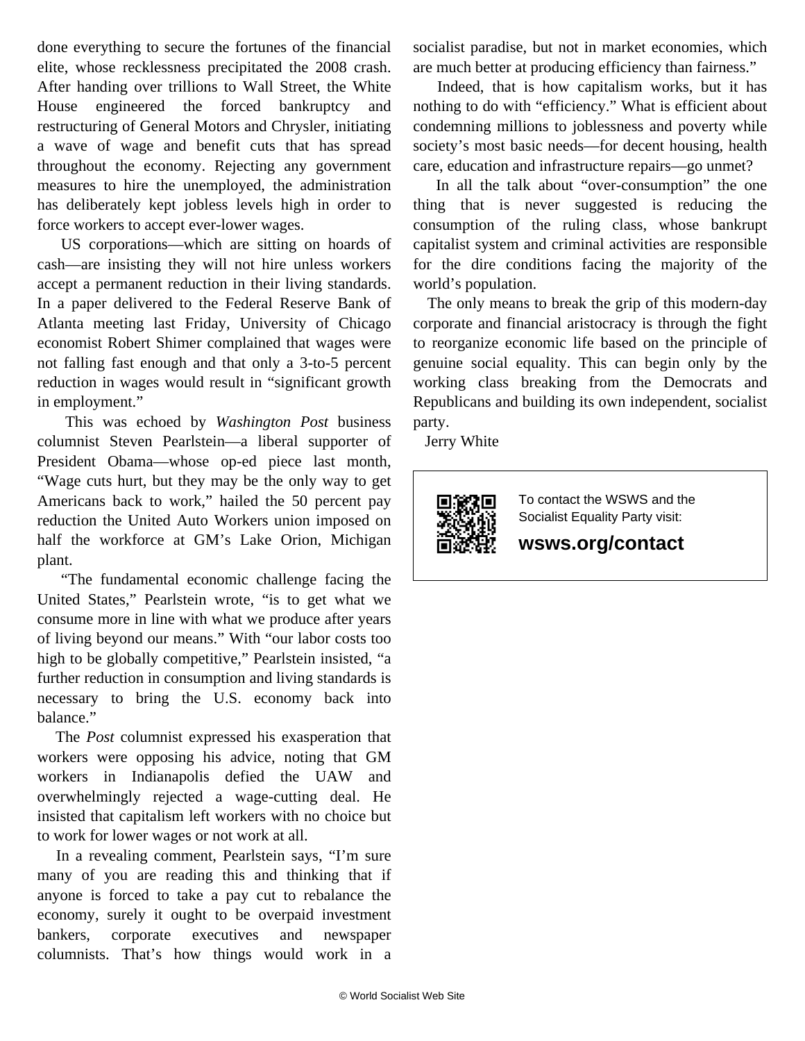done everything to secure the fortunes of the financial elite, whose recklessness precipitated the 2008 crash. After handing over trillions to Wall Street, the White House engineered the forced bankruptcy and restructuring of General Motors and Chrysler, initiating a wave of wage and benefit cuts that has spread throughout the economy. Rejecting any government measures to hire the unemployed, the administration has deliberately kept jobless levels high in order to force workers to accept ever-lower wages.

US corporations—which are sitting on hoards of cash—are insisting they will not hire unless workers accept a permanent reduction in their living standards. In a paper delivered to the Federal Reserve Bank of Atlanta meeting last Friday, University of Chicago economist Robert Shimer complained that wages were not falling fast enough and that only a 3-to-5 percent reduction in wages would result in "significant growth in employment."

This was echoed by *Washington Post* business columnist Steven Pearlstein—a liberal supporter of President Obama—whose op-ed piece last month, "Wage cuts hurt, but they may be the only way to get Americans back to work," hailed the 50 percent pay reduction the United Auto Workers union imposed on half the workforce at GM's Lake Orion, Michigan plant.

"The fundamental economic challenge facing the United States," Pearlstein wrote, "is to get what we consume more in line with what we produce after years of living beyond our means." With "our labor costs too high to be globally competitive," Pearlstein insisted, "a further reduction in consumption and living standards is necessary to bring the U.S. economy back into balance."

The *Post* columnist expressed his exasperation that workers were opposing his advice, noting that GM workers in Indianapolis defied the UAW and overwhelmingly rejected a wage-cutting deal. He insisted that capitalism left workers with no choice but to work for lower wages or not work at all.

In a revealing comment, Pearlstein says, "I'm sure many of you are reading this and thinking that if anyone is forced to take a pay cut to rebalance the economy, surely it ought to be overpaid investment bankers, corporate executives and newspaper columnists. That's how things would work in a socialist paradise, but not in market economies, which are much better at producing efficiency than fairness."

Indeed, that is how capitalism works, but it has nothing to do with "efficiency." What is efficient about condemning millions to joblessness and poverty while society's most basic needs—for decent housing, health care, education and infrastructure repairs—go unmet?

In all the talk about "over-consumption" the one thing that is never suggested is reducing the consumption of the ruling class, whose bankrupt capitalist system and criminal activities are responsible for the dire conditions facing the majority of the world's population.

The only means to break the grip of this modern-day corporate and financial aristocracy is through the fight to reorganize economic life based on the principle of genuine social equality. This can begin only by the working class breaking from the Democrats and Republicans and building its own independent, socialist party.

Jerry White

To contact the WSWS and the Socialist Equality Party visit:

**wsws.org/contact**